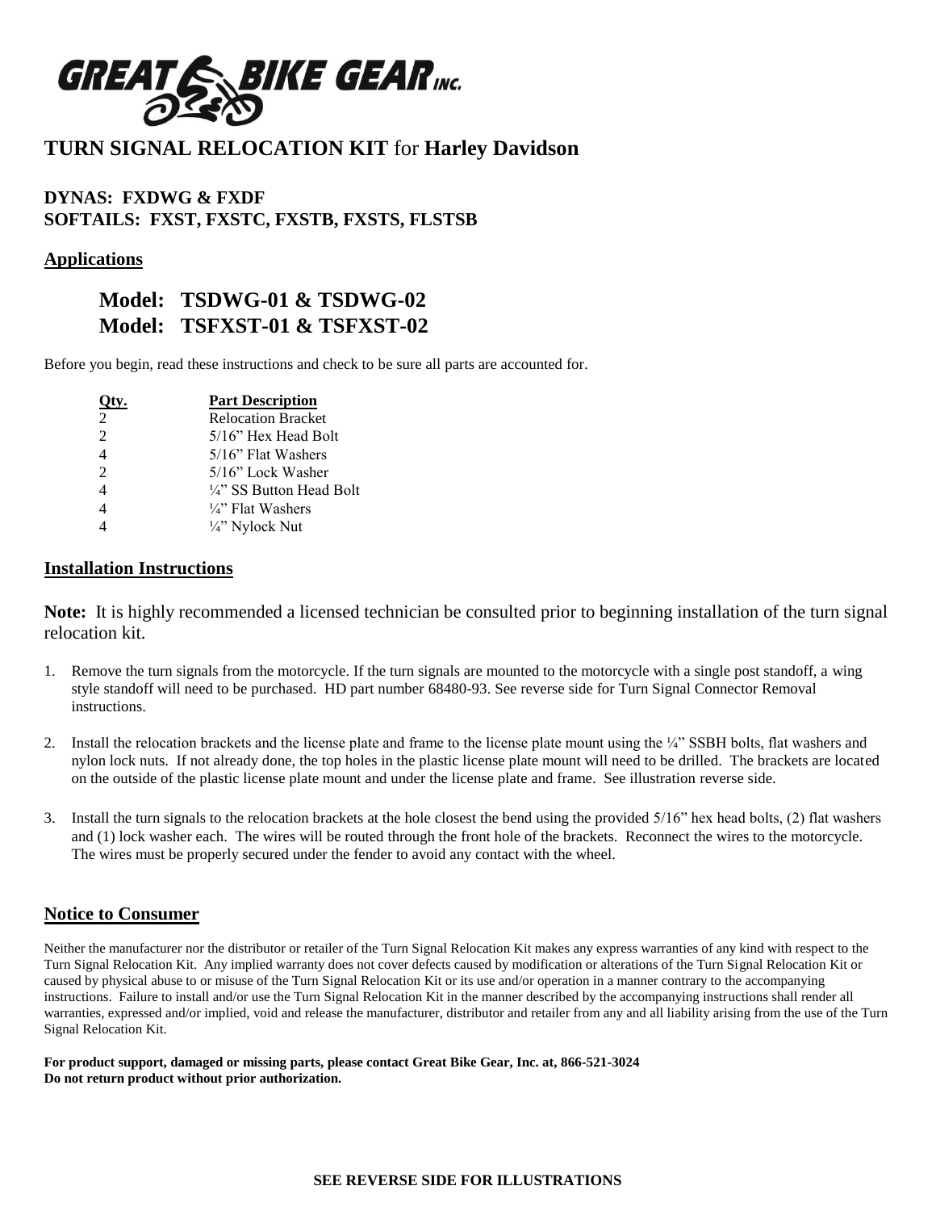# GREAT BIKE GEAR INC.

## TURN SIGNAL RELOCATION KIT for **Harley Davidson**

**DYNAS: FXDWG & FXDF**
**SOFTAILS: FXST, FXSTC, FXSTB, FXSTS, FLSTSB**

### Applications

**Model: TSDWG-01 & TSDWG-02**
**Model: TSFXST-01 & TSFXST-02**

Before you begin, read these instructions and check to be sure all parts are accounted for.

| Qty. | Part Description |
|---|---|
| 2 | Relocation Bracket |
| 2 | 5/16" Hex Head Bolt |
| 4 | 5/16" Flat Washers |
| 2 | 5/16" Lock Washer |
| 4 | ¼" SS Button Head Bolt |
| 4 | ¼" Flat Washers |
| 4 | ¼" Nylock Nut |

### Installation Instructions

**Note:** It is highly recommended a licensed technician be consulted prior to beginning installation of the turn signal relocation kit.

1. Remove the turn signals from the motorcycle. If the turn signals are mounted to the motorcycle with a single post standoff, a wing style standoff will need to be purchased. HD part number 68480-93. See reverse side for Turn Signal Connector Removal instructions.
2. Install the relocation brackets and the license plate and frame to the license plate mount using the ¼" SSBH bolts, flat washers and nylon lock nuts. If not already done, the top holes in the plastic license plate mount will need to be drilled. The brackets are located on the outside of the plastic license plate mount and under the license plate and frame. See illustration reverse side.
3. Install the turn signals to the relocation brackets at the hole closest the bend using the provided 5/16" hex head bolts, (2) flat washers and (1) lock washer each. The wires will be routed through the front hole of the brackets. Reconnect the wires to the motorcycle. The wires must be properly secured under the fender to avoid any contact with the wheel.

### Notice to Consumer

Neither the manufacturer nor the distributor or retailer of the Turn Signal Relocation Kit makes any express warranties of any kind with respect to the Turn Signal Relocation Kit. Any implied warranty does not cover defects caused by modification or alterations of the Turn Signal Relocation Kit or caused by physical abuse to or misuse of the Turn Signal Relocation Kit or its use and/or operation in a manner contrary to the accompanying instructions. Failure to install and/or use the Turn Signal Relocation Kit in the manner described by the accompanying instructions shall render all warranties, expressed and/or implied, void and release the manufacturer, distributor and retailer from any and all liability arising from the use of the Turn Signal Relocation Kit.

**For product support, damaged or missing parts, please contact Great Bike Gear, Inc. at, 866-521-3024**
**Do not return product without prior authorization.**

**SEE REVERSE SIDE FOR ILLUSTRATIONS**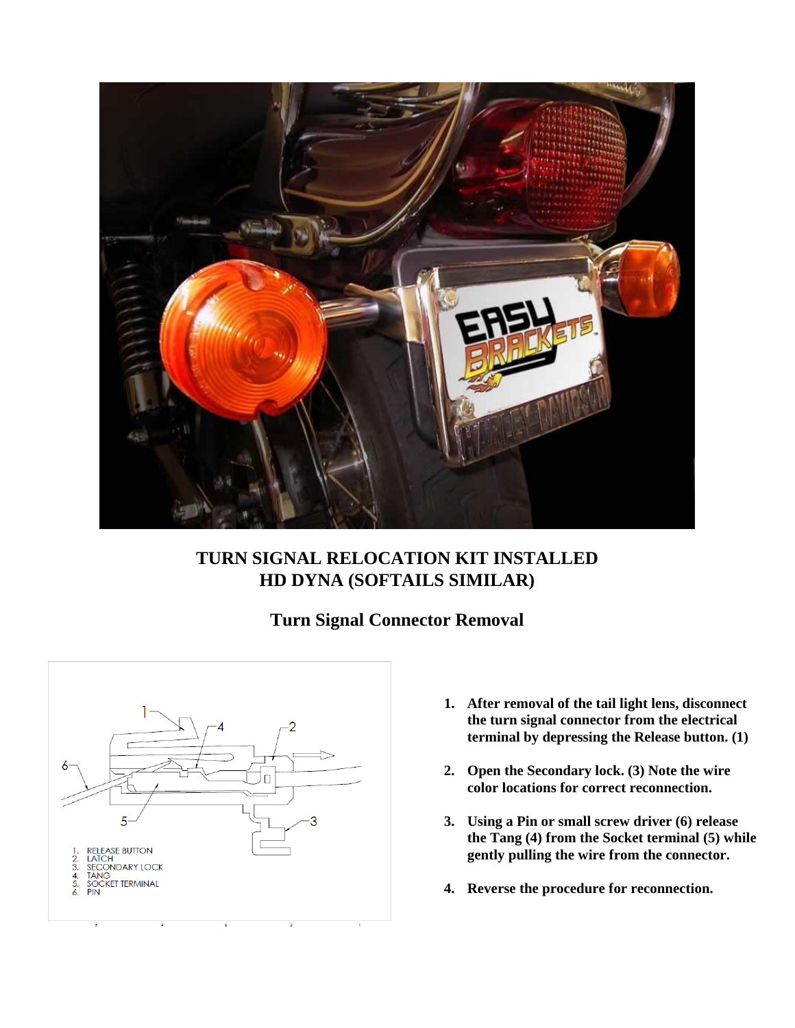**TURN SIGNAL RELOCATION KIT INSTALLED**
**HD DYNA (SOFTAILS SIMILAR)**

## Turn Signal Connector Removal

1. RELEASE BUTTON
2. LATCH
3. SECONDARY LOCK
4. TANG
5. SOCKET TERMINAL
6. PIN

1. **After removal of the tail light lens, disconnect the turn signal connector from the electrical terminal by depressing the Release button. (1)**
2. **Open the Secondary lock. (3) Note the wire color locations for correct reconnection.**
3. **Using a Pin or small screw driver (6) release the Tang (4) from the Socket terminal (5) while gently pulling the wire from the connector.**
4. **Reverse the procedure for reconnection.**